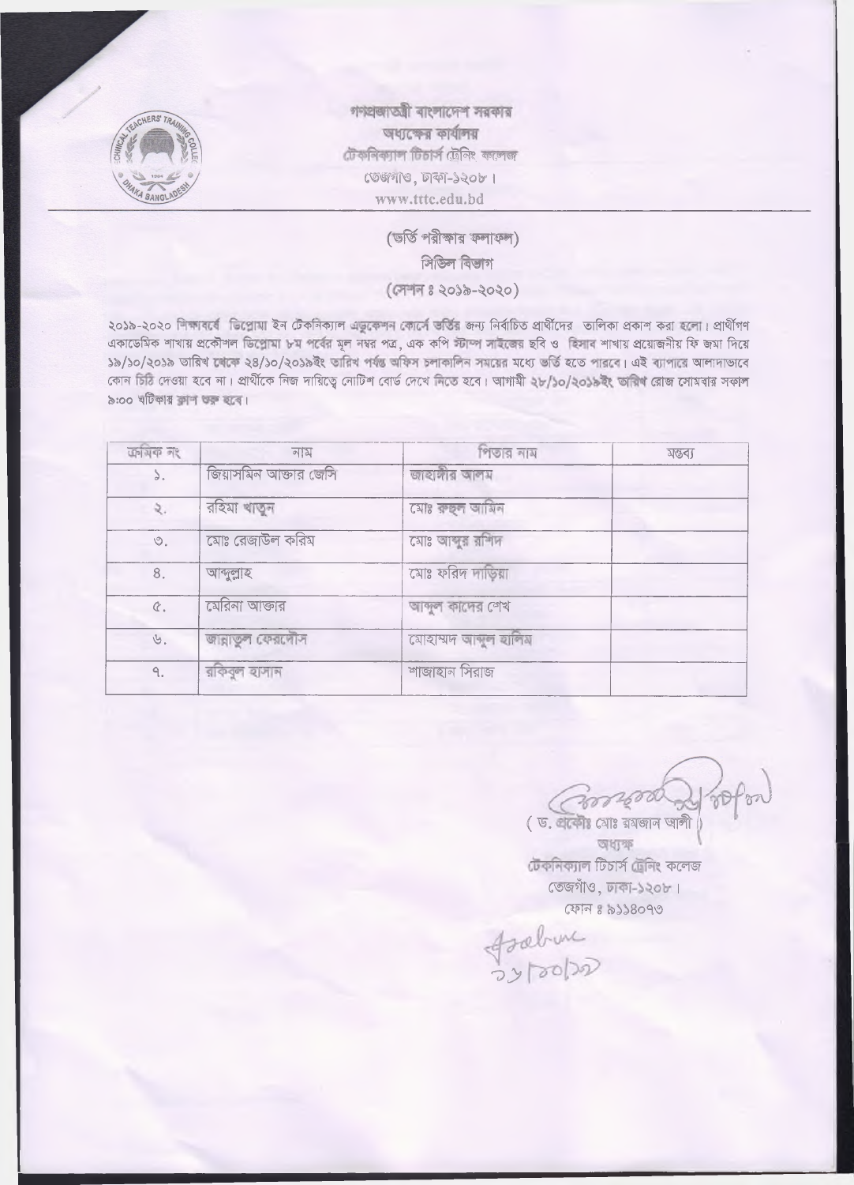গণপ্রজাতন্ত্রী বাংলাদেশ সরকার

অধ্যক্ষের কার্যালয়

টেকনিক্যাল টিচার্স ট্রেনিং কলেজ

তেজগাঁও, ঢাকা-১২০৮।

www.tttc.edu.bd

## (ভর্তি পরীক্ষার ফলাফল)

## সিভিল বিভাগ

## (সেশন ঃ ২০১৯-২০২০)

২০১৯-২০২০ শিক্ষাবর্ষে ডিপ্লোমা ইন টেকনিক্যাল এডুকেশন কোর্সে ভর্তির জন্য নির্বাচিত প্রার্থীদের তালিকা প্রকাশ করা হলো। প্রার্থীগণ একাডেমিক শাখায় প্রকৌশল ডিপ্লোমা ৮ম পর্বের মূল নম্বর পত্র, এক কপি স্টাম্প সাইজের ছবি ও হিসাব শাখায় প্রয়োজনীয় ফি জমা দিয়ে ১৯/১০/২০১৯ তারিখ থেকে ২৪/১০/২০১৯ইং তারিখ পর্যন্ত অফিস চলাকালিন সময়ের মধ্যে ভর্তি হতে পারবে। এই ব্যাপারে আলাদাভাবে কোন চিঠি দেওয়া হবে না। প্রার্থীকে নিজ দায়িত্বে নোটিশ বোর্ড দেখে নিতে হবে। আগামী ২৮/১০/২০১৯ইং তারিখ রোজ সোমবার সকাল ৯:০০ ঘটিকায় ক্লাশ শুরু হবে।

| ক্রমিক নং | নাম | পিতার নাম | মন্তব্য |
|---|---|---|---|
| ১. | জিয়াসমিন আক্তার জেসি | জাহাঙ্গীর আলম | |
| ২. | রহিমা খাতুন | মোঃ রুহুল আমিন | |
| ৩. | মোঃ রেজাউল করিম | মোঃ আব্দুর রশিদ | |
| ৪. | আব্দুল্লাহ | মোঃ ফরিদ দাড়িয়া | |
| ৫. | মেরিনা আক্তার | আব্দুল কাদের শেখ | |
| ৬. | জান্নাতুল ফেরদৌস | মোহাম্মদ আব্দুল হালিম | |
| ৭. | রকিবুল হাসান | শাজাহান সিরাজ | |

( ড. প্রকৌঃ মোঃ রমজান আলী )

অধ্যক্ষ

টেকনিক্যাল টিচার্স ট্রেনিং কলেজ

তেজগাঁও, ঢাকা-১২০৮।

ফোন ঃ ৯১১৪০৭৩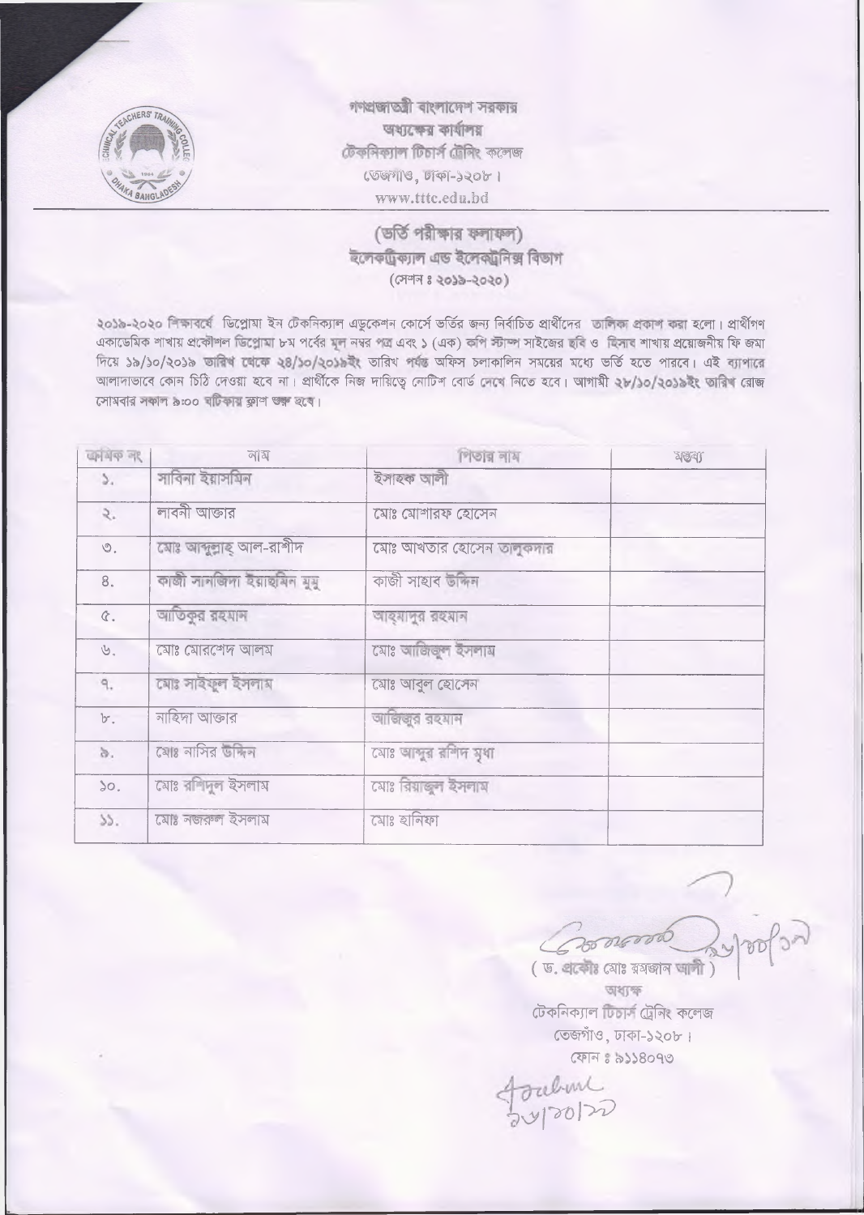গণপ্রজাতন্ত্রী বাংলাদেশ সরকার
অধ্যক্ষের কার্যালয়
টেকনিক্যাল টিচার্স ট্রেনিং কলেজ
তেজগাঁও, ঢাকা-১২০৮।
www.tttc.edu.bd

## (ভর্তি পরীক্ষার ফলাফল)
## ইলেকট্রিক্যাল এন্ড ইলেকট্রনিক্স বিভাগ
(সেশন ঃ ২০১৯-২০২০)

২০১৯-২০২০ শিক্ষাবর্ষে ডিপ্লোমা ইন টেকনিক্যাল এডুকেশন কোর্সে ভর্তির জন্য নির্বাচিত প্রার্থীদের তালিকা প্রকাশ করা হলো। প্রার্থীগণ একাডেমিক শাখায় প্রকৌশল ডিপ্লোমা ৮ম পর্বের মূল নম্বর পত্র এবং ১ (এক) কপি স্ট্যাম্প সাইজের ছবি ও হিসাব শাখায় প্রয়োজনীয় ফি জমা দিয়ে ১৯/১০/২০১৯ তারিখ থেকে ২৪/১০/২০১৯ইং তারিখ পর্যন্ত অফিস চলাকালিন সময়ের মধ্যে ভর্তি হতে পারবে। এই ব্যাপারে আলাদাভাবে কোন চিঠি দেওয়া হবে না। প্রার্থীকে নিজ দায়িত্বে নোটিশ বোর্ড দেখে নিতে হবে। আগামী ২৮/১০/২০১৯ইং তারিখ রোজ সোমবার সকাল ৯:০০ ঘটিকায় ক্লাশ শুরু হবে।

| ক্রমিক নং | নাম | পিতার নাম | মন্তব্য |
|---|---|---|---|
| ১. | সাবিনা ইয়াসমিন | ইসাহক আলী | |
| ২. | লাবনী আক্তার | মোঃ মোশারফ হোসেন | |
| ৩. | মোঃ আব্দুল্লাহ্ আল-রাশীদ | মোঃ আখতার হোসেন তালুকদার | |
| ৪. | কাজী সানজিদা ইয়াছমিন মুমু | কাজী সাহাব উদ্দিন | |
| ৫. | আতিকুর রহমান | আহ্‌ সানুর রহমান | |
| ৬. | মোঃ মোরশেদ আলম | মোঃ আজিজুল ইসলাম | |
| ৭. | মোঃ সাইফুল ইসলাম | মোঃ আবুল হোসেন | |
| ৮. | নাহিদা আক্তার | আজিজুর রহমান | |
| ৯. | মোঃ নাসির উদ্দিন | মোঃ আব্দুর রশিদ মৃধা | |
| ১০. | মোঃ রশিদুল ইসলাম | মোঃ রিয়াজুল ইসলাম | |
| ১১. | মোঃ নজরুল ইসলাম | মোঃ হানিফা | |

( ড. প্রকৌঃ মোঃ রমজান আলী )
অধ্যক্ষ
টেকনিক্যাল টিচার্স ট্রেনিং কলেজ
তেজগাঁও, ঢাকা-১২০৮।
ফোন ঃ ৯১১৪০৭৩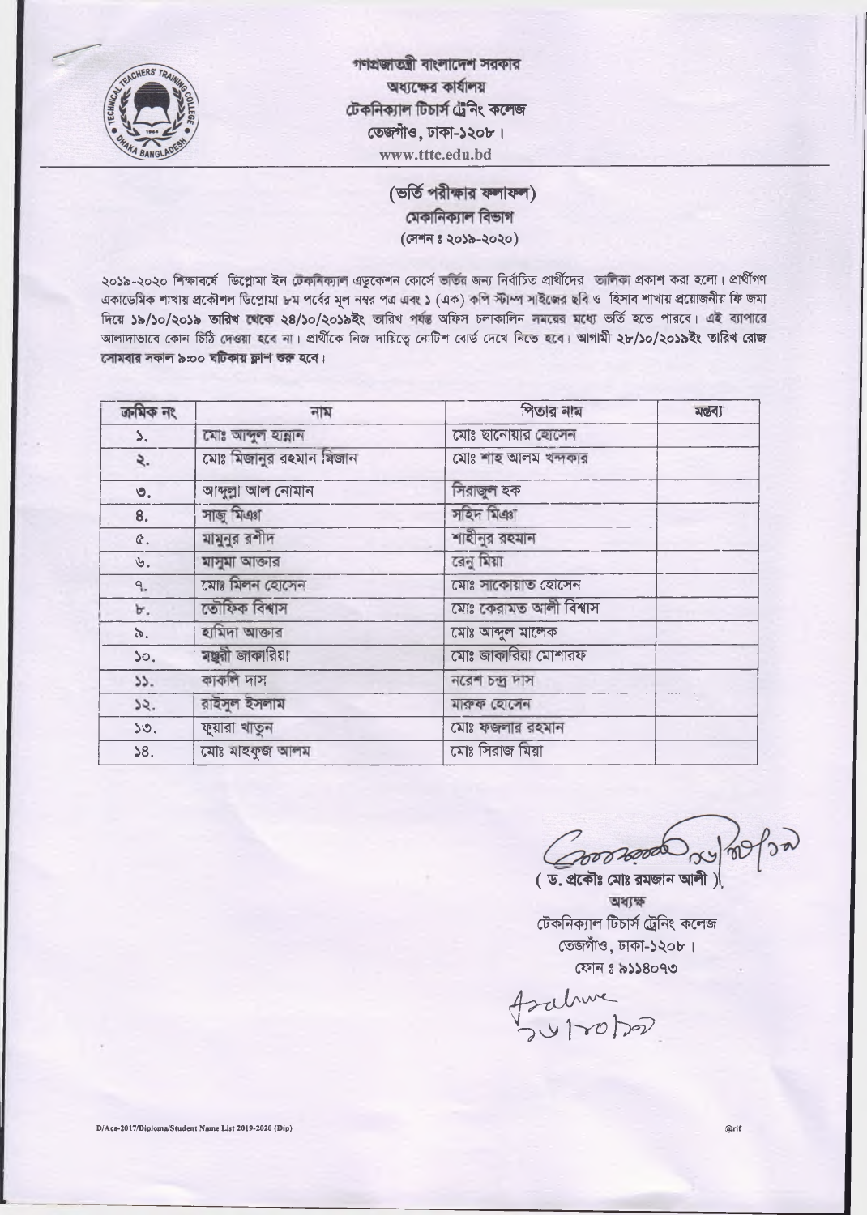গণপ্রজাতন্ত্রী বাংলাদেশ সরকার
অধ্যক্ষের কার্যালয়
টেকনিক্যাল টিচার্স ট্রেনিং কলেজ
তেজগাঁও, ঢাকা-১২০৮।
www.tttc.edu.bd

## (ভর্তি পরীক্ষার ফলাফল)
### মেকানিক্যাল বিভাগ
(সেশন : ২০১৯-২০২০)

২০১৯-২০২০ শিক্ষাবর্ষে ডিপ্লোমা ইন টেকনিক্যাল এডুকেশন কোর্সে ভর্তির জন্য নির্বাচিত প্রার্থীদের তালিকা প্রকাশ করা হলো। প্রার্থীগণ একাডেমিক শাখায় প্রকৌশল ডিপ্লোমা ৮ম পর্বের মূল নম্বর পত্র এবং ১ (এক) কপি স্টাম্প সাইজের ছবি ও হিসাব শাখায় প্রয়োজনীয় ফি জমা দিয়ে **১৯/১০/২০১৯ তারিখ থেকে ২৪/১০/২০১৯ইং** তারিখ পর্যন্ত অফিস চলাকালিন সময়ের মধ্যে ভর্তি হতে পারবে। এই ব্যাপারে আলাদাভাবে কোন চিঠি দেওয়া হবে না। প্রার্থীকে নিজ দায়িত্বে নোটিশ বোর্ড দেখে নিতে হবে। **আগামী ২৮/১০/২০১৯ইং তারিখ রোজ সোমবার সকাল ৯:০০ ঘটিকায় ক্লাশ শুরু হবে।**

| ক্রমিক নং | নাম | পিতার নাম | মন্তব্য |
|---|---|---|---|
| ১. | মোঃ আব্দুল হান্নান | মোঃ ছানোয়ার হোসেন | |
| ২. | মোঃ মিজানুর রহমান মিজান | মোঃ শাহ আলম খন্দকার | |
| ৩. | আব্দুল্লা আল নোমান | সিরাজুল হক | |
| ৪. | সাজু মিঞা | সহিদ মিঞা | |
| ৫. | মামুনুর রশীদ | শাহীনুর রহমান | |
| ৬. | মাসুমা আক্তার | রেনু মিয়া | |
| ৭. | মোঃ মিলন হোসেন | মোঃ সাকোয়াত হোসেন | |
| ৮. | তৌফিক বিশ্বাস | মোঃ কেরামত আলী বিশ্বাস | |
| ৯. | হামিদা আক্তার | মোঃ আব্দুল মালেক | |
| ১০. | মঞ্জুরী জাকারিয়া | মোঃ জাকারিয়া মোশারফ | |
| ১১. | কাকলি দাস | নরেশ চন্দ্র দাস | |
| ১২. | রাইসুল ইসলাম | মারুফ হোসেন | |
| ১৩. | ফুয়ারা খাতুন | মোঃ ফজলার রহমান | |
| ১৪. | মোঃ মাহফুজ আলম | মোঃ সিরাজ মিয়া | |

১৬/১০/১৯

( ড. প্রকৌঃ মোঃ রমজান আলী )
অধ্যক্ষ
টেকনিক্যাল টিচার্স ট্রেনিং কলেজ
তেজগাঁও, ঢাকা-১২০৮।
ফোন : ৯১১৪০৭৩

১৬/১০/১৯

D/Aca-2017/Diploma/Student Name List 2019-2020 (Dip)

@rif